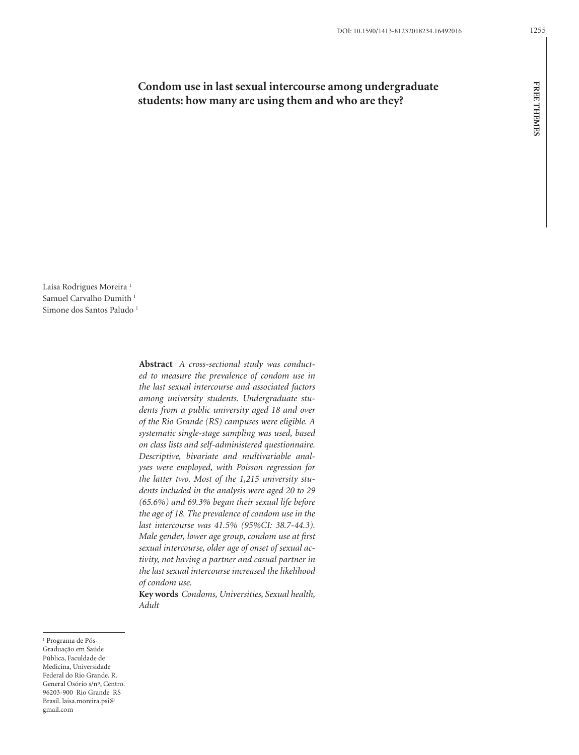# Condom use in last sexual intercourse among undergraduate students: how many are using them and who are they?

Laísa Rodrigues Moreira [1]
Samuel Carvalho Dumith [1]
Simone dos Santos Paludo [1]

**Abstract** *A cross-sectional study was conducted to measure the prevalence of condom use in the last sexual intercourse and associated factors among university students. Undergraduate students from a public university aged 18 and over of the Rio Grande (RS) campuses were eligible. A systematic single-stage sampling was used, based on class lists and self-administered questionnaire. Descriptive, bivariate and multivariable analyses were employed, with Poisson regression for the latter two. Most of the 1,215 university students included in the analysis were aged 20 to 29 (65.6%) and 69.3% began their sexual life before the age of 18. The prevalence of condom use in the last intercourse was 41.5% (95%CI: 38.7-44.3). Male gender, lower age group, condom use at first sexual intercourse, older age of onset of sexual activity, not having a partner and casual partner in the last sexual intercourse increased the likelihood of condom use.*

**Key words** *Condoms, Universities, Sexual health, Adult*

[1] Programa de Pós-Graduação em Saúde Pública, Faculdade de Medicina, Universidade Federal do Rio Grande. R. General Osório s/nº, Centro. 96203-900 Rio Grande RS Brasil. laisa.moreira.psi@gmail.com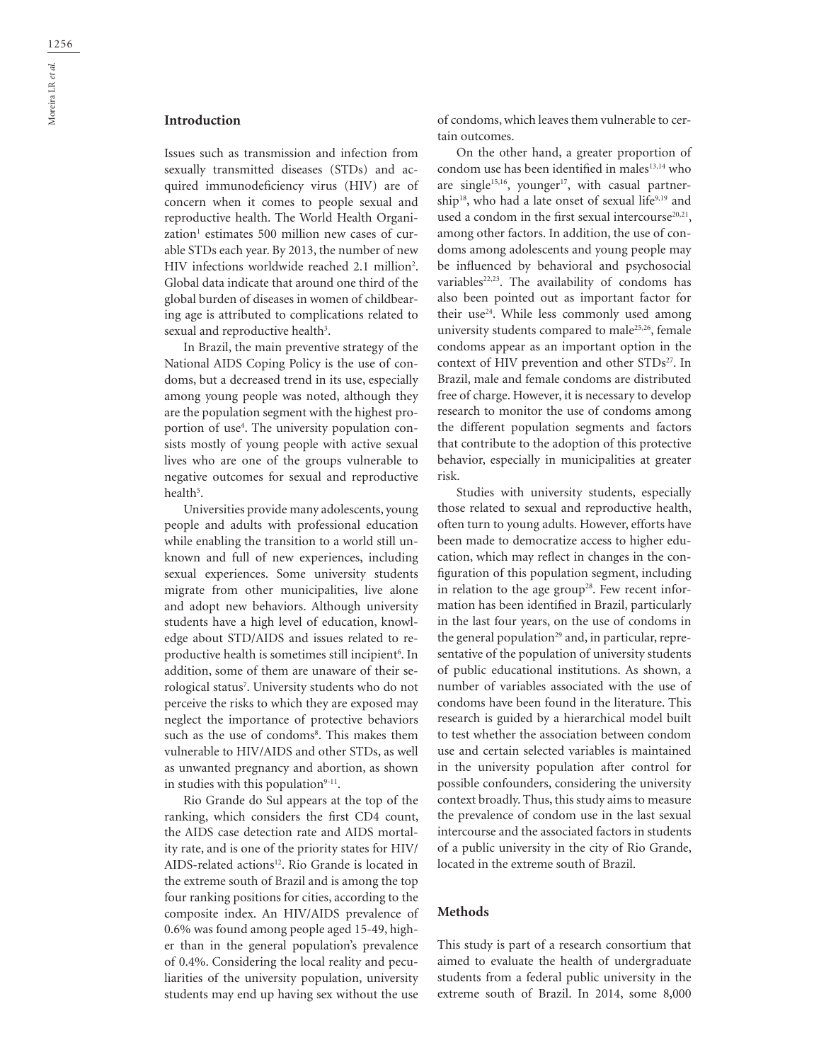## Introduction

Issues such as transmission and infection from sexually transmitted diseases (STDs) and acquired immunodeficiency virus (HIV) are of concern when it comes to people sexual and reproductive health. The World Health Organization[1] estimates 500 million new cases of curable STDs each year. By 2013, the number of new HIV infections worldwide reached 2.1 million[2]. Global data indicate that around one third of the global burden of diseases in women of childbearing age is attributed to complications related to sexual and reproductive health[3].

In Brazil, the main preventive strategy of the National AIDS Coping Policy is the use of condoms, but a decreased trend in its use, especially among young people was noted, although they are the population segment with the highest proportion of use[4]. The university population consists mostly of young people with active sexual lives who are one of the groups vulnerable to negative outcomes for sexual and reproductive health[5].

Universities provide many adolescents, young people and adults with professional education while enabling the transition to a world still unknown and full of new experiences, including sexual experiences. Some university students migrate from other municipalities, live alone and adopt new behaviors. Although university students have a high level of education, knowledge about STD/AIDS and issues related to reproductive health is sometimes still incipient[6]. In addition, some of them are unaware of their serological status[7]. University students who do not perceive the risks to which they are exposed may neglect the importance of protective behaviors such as the use of condoms[8]. This makes them vulnerable to HIV/AIDS and other STDs, as well as unwanted pregnancy and abortion, as shown in studies with this population[9-11].

Rio Grande do Sul appears at the top of the ranking, which considers the first CD4 count, the AIDS case detection rate and AIDS mortality rate, and is one of the priority states for HIV/AIDS-related actions[12]. Rio Grande is located in the extreme south of Brazil and is among the top four ranking positions for cities, according to the composite index. An HIV/AIDS prevalence of 0.6% was found among people aged 15-49, higher than in the general population's prevalence of 0.4%. Considering the local reality and peculiarities of the university population, university students may end up having sex without the use of condoms, which leaves them vulnerable to certain outcomes.

On the other hand, a greater proportion of condom use has been identified in males[13,14] who are single[15,16], younger[17], with casual partnership[18], who had a late onset of sexual life[9,19] and used a condom in the first sexual intercourse[20,21], among other factors. In addition, the use of condoms among adolescents and young people may be influenced by behavioral and psychosocial variables[22,23]. The availability of condoms has also been pointed out as important factor for their use[24]. While less commonly used among university students compared to male[25,26], female condoms appear as an important option in the context of HIV prevention and other STDs[27]. In Brazil, male and female condoms are distributed free of charge. However, it is necessary to develop research to monitor the use of condoms among the different population segments and factors that contribute to the adoption of this protective behavior, especially in municipalities at greater risk.

Studies with university students, especially those related to sexual and reproductive health, often turn to young adults. However, efforts have been made to democratize access to higher education, which may reflect in changes in the configuration of this population segment, including in relation to the age group[28]. Few recent information has been identified in Brazil, particularly in the last four years, on the use of condoms in the general population[29] and, in particular, representative of the population of university students of public educational institutions. As shown, a number of variables associated with the use of condoms have been found in the literature. This research is guided by a hierarchical model built to test whether the association between condom use and certain selected variables is maintained in the university population after control for possible confounders, considering the university context broadly. Thus, this study aims to measure the prevalence of condom use in the last sexual intercourse and the associated factors in students of a public university in the city of Rio Grande, located in the extreme south of Brazil.

## Methods

This study is part of a research consortium that aimed to evaluate the health of undergraduate students from a federal public university in the extreme south of Brazil. In 2014, some 8,000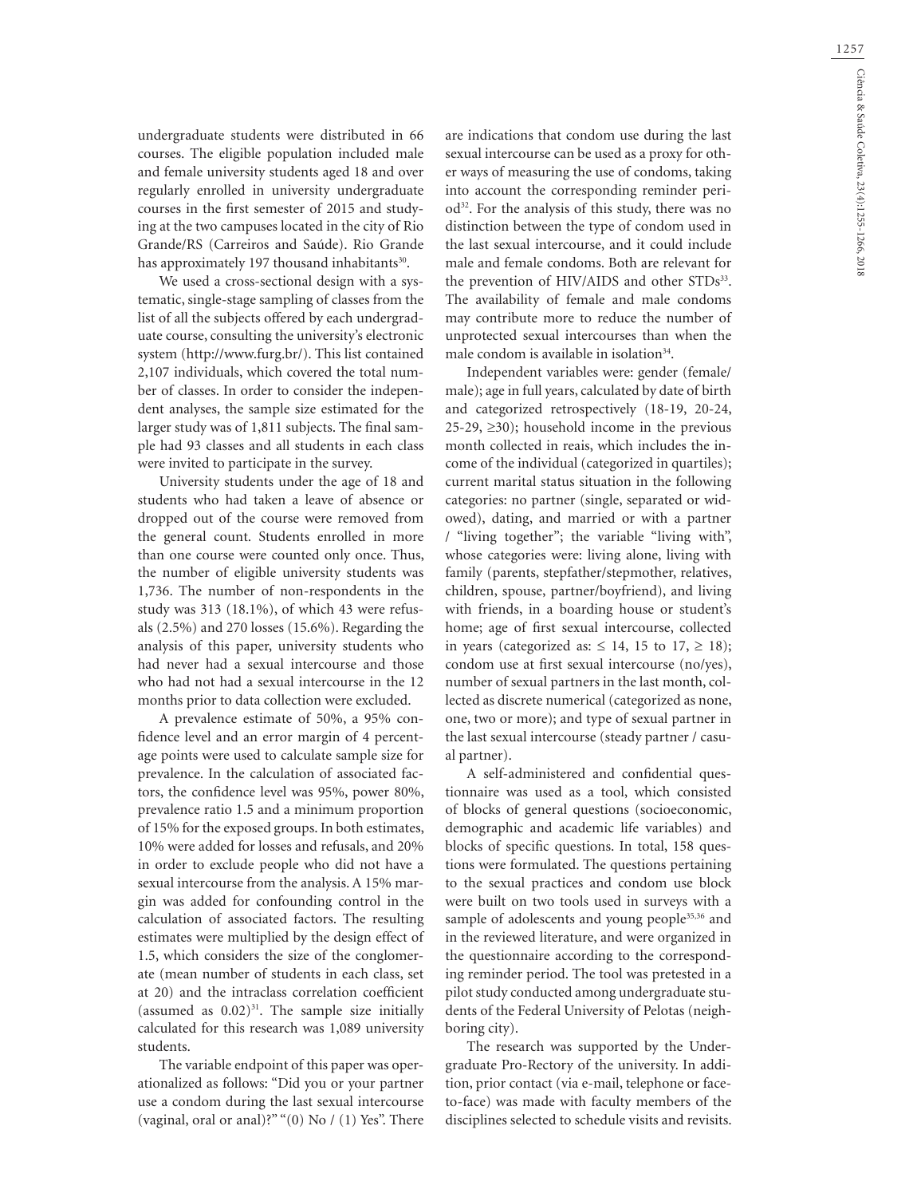undergraduate students were distributed in 66 courses. The eligible population included male and female university students aged 18 and over regularly enrolled in university undergraduate courses in the first semester of 2015 and studying at the two campuses located in the city of Rio Grande/RS (Carreiros and Saúde). Rio Grande has approximately 197 thousand inhabitants[30].

We used a cross-sectional design with a systematic, single-stage sampling of classes from the list of all the subjects offered by each undergraduate course, consulting the university's electronic system (http://www.furg.br/). This list contained 2,107 individuals, which covered the total number of classes. In order to consider the independent analyses, the sample size estimated for the larger study was of 1,811 subjects. The final sample had 93 classes and all students in each class were invited to participate in the survey.

University students under the age of 18 and students who had taken a leave of absence or dropped out of the course were removed from the general count. Students enrolled in more than one course were counted only once. Thus, the number of eligible university students was 1,736. The number of non-respondents in the study was 313 (18.1%), of which 43 were refusals (2.5%) and 270 losses (15.6%). Regarding the analysis of this paper, university students who had never had a sexual intercourse and those who had not had a sexual intercourse in the 12 months prior to data collection were excluded.

A prevalence estimate of 50%, a 95% confidence level and an error margin of 4 percentage points were used to calculate sample size for prevalence. In the calculation of associated factors, the confidence level was 95%, power 80%, prevalence ratio 1.5 and a minimum proportion of 15% for the exposed groups. In both estimates, 10% were added for losses and refusals, and 20% in order to exclude people who did not have a sexual intercourse from the analysis. A 15% margin was added for confounding control in the calculation of associated factors. The resulting estimates were multiplied by the design effect of 1.5, which considers the size of the conglomerate (mean number of students in each class, set at 20) and the intraclass correlation coefficient (assumed as 0.02)[31]. The sample size initially calculated for this research was 1,089 university students.

The variable endpoint of this paper was operationalized as follows: "Did you or your partner use a condom during the last sexual intercourse (vaginal, oral or anal)?" "(0) No / (1) Yes". There are indications that condom use during the last sexual intercourse can be used as a proxy for other ways of measuring the use of condoms, taking into account the corresponding reminder period[32]. For the analysis of this study, there was no distinction between the type of condom used in the last sexual intercourse, and it could include male and female condoms. Both are relevant for the prevention of HIV/AIDS and other STDs[33]. The availability of female and male condoms may contribute more to reduce the number of unprotected sexual intercourses than when the male condom is available in isolation[34].

Independent variables were: gender (female/male); age in full years, calculated by date of birth and categorized retrospectively (18-19, 20-24, 25-29, ≥30); household income in the previous month collected in reais, which includes the income of the individual (categorized in quartiles); current marital status situation in the following categories: no partner (single, separated or widowed), dating, and married or with a partner / "living together"; the variable "living with", whose categories were: living alone, living with family (parents, stepfather/stepmother, relatives, children, spouse, partner/boyfriend), and living with friends, in a boarding house or student's home; age of first sexual intercourse, collected in years (categorized as: ≤ 14, 15 to 17, ≥ 18); condom use at first sexual intercourse (no/yes), number of sexual partners in the last month, collected as discrete numerical (categorized as none, one, two or more); and type of sexual partner in the last sexual intercourse (steady partner / casual partner).

A self-administered and confidential questionnaire was used as a tool, which consisted of blocks of general questions (socioeconomic, demographic and academic life variables) and blocks of specific questions. In total, 158 questions were formulated. The questions pertaining to the sexual practices and condom use block were built on two tools used in surveys with a sample of adolescents and young people[35,36] and in the reviewed literature, and were organized in the questionnaire according to the corresponding reminder period. The tool was pretested in a pilot study conducted among undergraduate students of the Federal University of Pelotas (neighboring city).

The research was supported by the Undergraduate Pro-Rectory of the university. In addition, prior contact (via e-mail, telephone or face-to-face) was made with faculty members of the disciplines selected to schedule visits and revisits.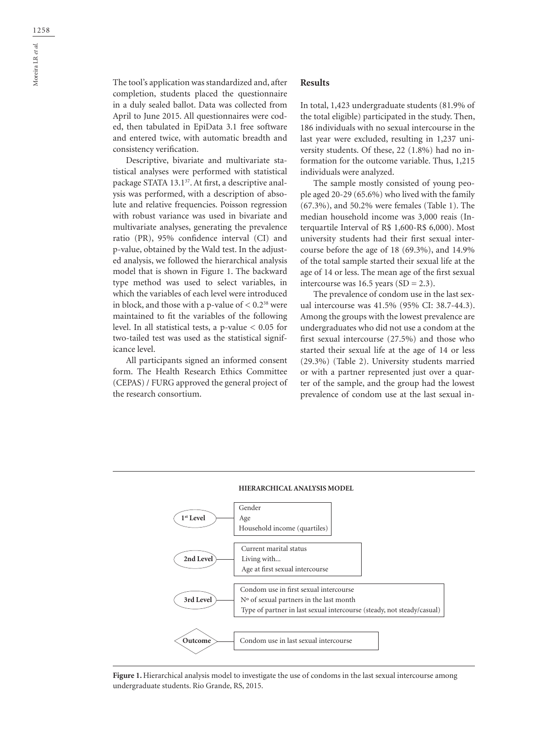The tool's application was standardized and, after completion, students placed the questionnaire in a duly sealed ballot. Data was collected from April to June 2015. All questionnaires were coded, then tabulated in EpiData 3.1 free software and entered twice, with automatic breadth and consistency verification.

Descriptive, bivariate and multivariate statistical analyses were performed with statistical package STATA 13.1[37]. At first, a descriptive analysis was performed, with a description of absolute and relative frequencies. Poisson regression with robust variance was used in bivariate and multivariate analyses, generating the prevalence ratio (PR), 95% confidence interval (CI) and p-value, obtained by the Wald test. In the adjusted analysis, we followed the hierarchical analysis model that is shown in Figure 1. The backward type method was used to select variables, in which the variables of each level were introduced in block, and those with a p-value of < 0.2[38] were maintained to fit the variables of the following level. In all statistical tests, a p-value < 0.05 for two-tailed test was used as the statistical significance level.

All participants signed an informed consent form. The Health Research Ethics Committee (CEPAS) / FURG approved the general project of the research consortium.

## Results

In total, 1,423 undergraduate students (81.9% of the total eligible) participated in the study. Then, 186 individuals with no sexual intercourse in the last year were excluded, resulting in 1,237 university students. Of these, 22 (1.8%) had no information for the outcome variable. Thus, 1,215 individuals were analyzed.

The sample mostly consisted of young people aged 20-29 (65.6%) who lived with the family (67.3%), and 50.2% were females (Table 1). The median household income was 3,000 reais (Interquartile Interval of R$ 1,600-R$ 6,000). Most university students had their first sexual intercourse before the age of 18 (69.3%), and 14.9% of the total sample started their sexual life at the age of 14 or less. The mean age of the first sexual intercourse was 16.5 years (SD = 2.3).

The prevalence of condom use in the last sexual intercourse was 41.5% (95% CI: 38.7-44.3). Among the groups with the lowest prevalence are undergraduates who did not use a condom at the first sexual intercourse (27.5%) and those who started their sexual life at the age of 14 or less (29.3%) (Table 2). University students married or with a partner represented just over a quarter of the sample, and the group had the lowest prevalence of condom use at the last sexual in-

**HIERARCHICAL ANALYSIS MODEL**

- **1st Level**: Gender; Age; Household income (quartiles)
- **2nd Level**: Current marital status; Living with...; Age at first sexual intercourse
- **3rd Level**: Condom use in first sexual intercourse; Nº of sexual partners in the last month; Type of partner in last sexual intercourse (steady, not steady/casual)
- **Outcome**: Condom use in last sexual intercourse

**Figure 1.** Hierarchical analysis model to investigate the use of condoms in the last sexual intercourse among undergraduate students. Rio Grande, RS, 2015.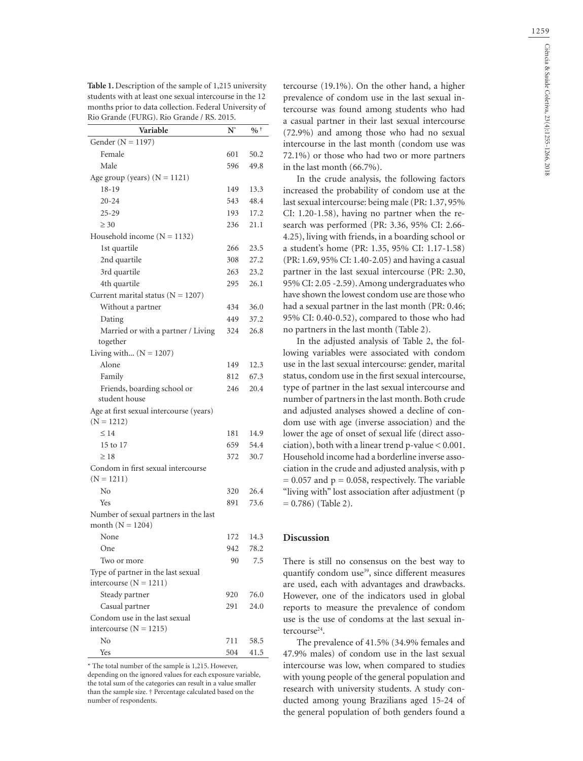**Table 1.** Description of the sample of 1,215 university students with at least one sexual intercourse in the 12 months prior to data collection. Federal University of Rio Grande (FURG). Rio Grande / RS. 2015.

| Variable | N* | % † |
|---|---|---|
| Gender (N = 1197) | | |
| Female | 601 | 50.2 |
| Male | 596 | 49.8 |
| Age group (years) (N = 1121) | | |
| 18-19 | 149 | 13.3 |
| 20-24 | 543 | 48.4 |
| 25-29 | 193 | 17.2 |
| ≥ 30 | 236 | 21.1 |
| Household income (N = 1132) | | |
| 1st quartile | 266 | 23.5 |
| 2nd quartile | 308 | 27.2 |
| 3rd quartile | 263 | 23.2 |
| 4th quartile | 295 | 26.1 |
| Current marital status (N = 1207) | | |
| Without a partner | 434 | 36.0 |
| Dating | 449 | 37.2 |
| Married or with a partner / Living together | 324 | 26.8 |
| Living with... (N = 1207) | | |
| Alone | 149 | 12.3 |
| Family | 812 | 67.3 |
| Friends, boarding school or student house | 246 | 20.4 |
| Age at first sexual intercourse (years) (N = 1212) | | |
| ≤ 14 | 181 | 14.9 |
| 15 to 17 | 659 | 54.4 |
| ≥ 18 | 372 | 30.7 |
| Condom in first sexual intercourse (N = 1211) | | |
| No | 320 | 26.4 |
| Yes | 891 | 73.6 |
| Number of sexual partners in the last month (N = 1204) | | |
| None | 172 | 14.3 |
| One | 942 | 78.2 |
| Two or more | 90 | 7.5 |
| Type of partner in the last sexual intercourse (N = 1211) | | |
| Steady partner | 920 | 76.0 |
| Casual partner | 291 | 24.0 |
| Condom use in the last sexual intercourse (N = 1215) | | |
| No | 711 | 58.5 |
| Yes | 504 | 41.5 |

* The total number of the sample is 1,215. However, depending on the ignored values for each exposure variable, the total sum of the categories can result in a value smaller than the sample size. † Percentage calculated based on the number of respondents.

tercourse (19.1%). On the other hand, a higher prevalence of condom use in the last sexual intercourse was found among students who had a casual partner in their last sexual intercourse (72.9%) and among those who had no sexual intercourse in the last month (condom use was 72.1%) or those who had two or more partners in the last month (66.7%).

In the crude analysis, the following factors increased the probability of condom use at the last sexual intercourse: being male (PR: 1.37, 95% CI: 1.20-1.58), having no partner when the research was performed (PR: 3.36, 95% CI: 2.66-4.25), living with friends, in a boarding school or a student's home (PR: 1.35, 95% CI: 1.17-1.58) (PR: 1.69, 95% CI: 1.40-2.05) and having a casual partner in the last sexual intercourse (PR: 2.30, 95% CI: 2.05 -2.59). Among undergraduates who have shown the lowest condom use are those who had a sexual partner in the last month (PR: 0.46; 95% CI: 0.40-0.52), compared to those who had no partners in the last month (Table 2).

In the adjusted analysis of Table 2, the following variables were associated with condom use in the last sexual intercourse: gender, marital status, condom use in the first sexual intercourse, type of partner in the last sexual intercourse and number of partners in the last month. Both crude and adjusted analyses showed a decline of condom use with age (inverse association) and the lower the age of onset of sexual life (direct association), both with a linear trend p-value < 0.001. Household income had a borderline inverse association in the crude and adjusted analysis, with p = 0.057 and p = 0.058, respectively. The variable "living with" lost association after adjustment (p = 0.786) (Table 2).

## Discussion

There is still no consensus on the best way to quantify condom use[39], since different measures are used, each with advantages and drawbacks. However, one of the indicators used in global reports to measure the prevalence of condom use is the use of condoms at the last sexual intercourse[24].

The prevalence of 41.5% (34.9% females and 47.9% males) of condom use in the last sexual intercourse was low, when compared to studies with young people of the general population and research with university students. A study conducted among young Brazilians aged 15-24 of the general population of both genders found a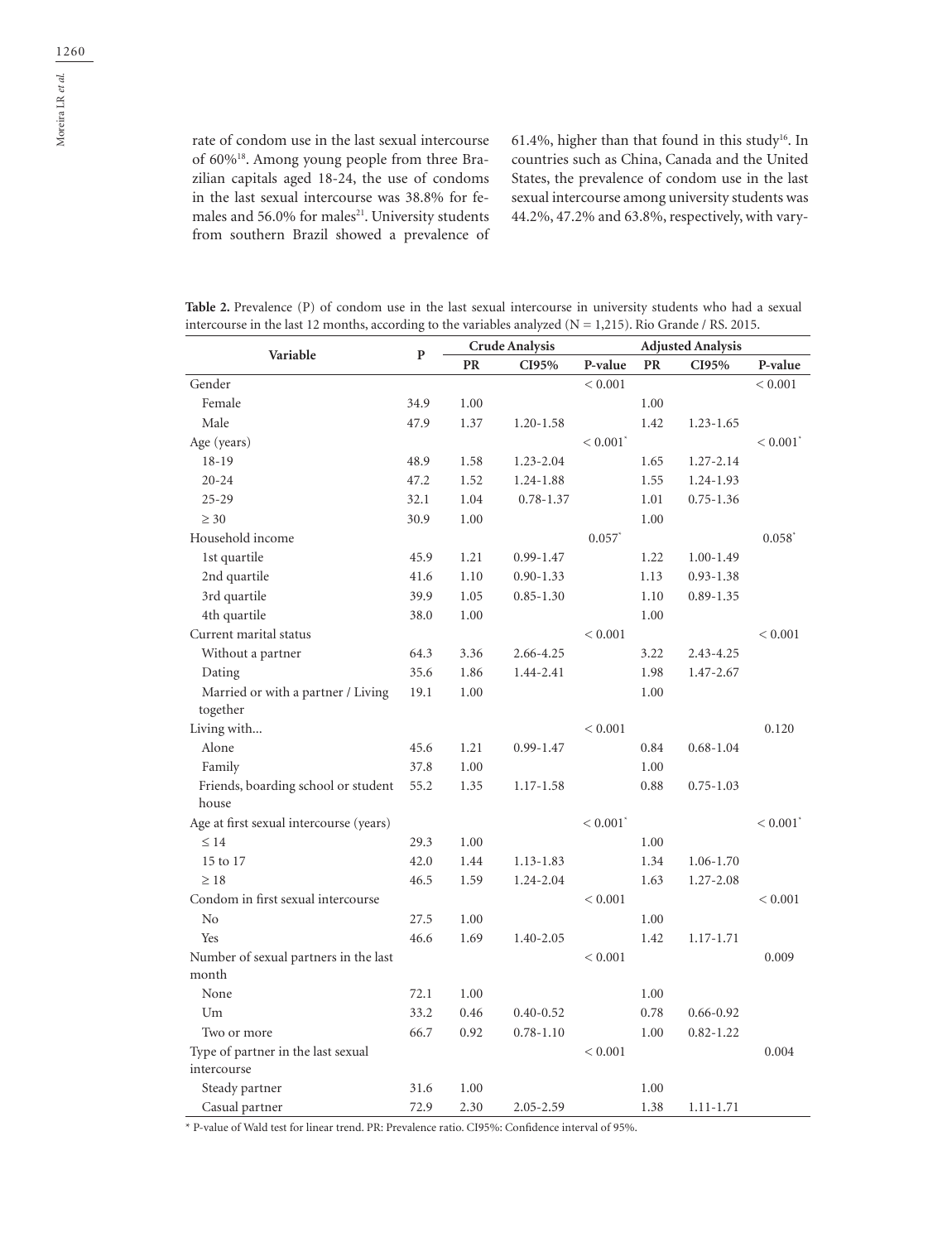rate of condom use in the last sexual intercourse of 60%[18]. Among young people from three Brazilian capitals aged 18-24, the use of condoms in the last sexual intercourse was 38.8% for females and 56.0% for males[21]. University students from southern Brazil showed a prevalence of 61.4%, higher than that found in this study[16]. In countries such as China, Canada and the United States, the prevalence of condom use in the last sexual intercourse among university students was 44.2%, 47.2% and 63.8%, respectively, with vary-

**Table 2.** Prevalence (P) of condom use in the last sexual intercourse in university students who had a sexual intercourse in the last 12 months, according to the variables analyzed (N = 1,215). Rio Grande / RS. 2015.

| Variable | P | Crude Analysis | | | Adjusted Analysis | | |
|---|---|---|---|---|---|---|---|
| | | PR | CI95% | P-value | PR | CI95% | P-value |
| Gender | | | | < 0.001 | | | < 0.001 |
| Female | 34.9 | 1.00 | | | 1.00 | | |
| Male | 47.9 | 1.37 | 1.20-1.58 | | 1.42 | 1.23-1.65 | |
| Age (years) | | | | < 0.001* | | | < 0.001* |
| 18-19 | 48.9 | 1.58 | 1.23-2.04 | | 1.65 | 1.27-2.14 | |
| 20-24 | 47.2 | 1.52 | 1.24-1.88 | | 1.55 | 1.24-1.93 | |
| 25-29 | 32.1 | 1.04 | 0.78-1.37 | | 1.01 | 0.75-1.36 | |
| ≥ 30 | 30.9 | 1.00 | | | 1.00 | | |
| Household income | | | | 0.057* | | | 0.058* |
| 1st quartile | 45.9 | 1.21 | 0.99-1.47 | | 1.22 | 1.00-1.49 | |
| 2nd quartile | 41.6 | 1.10 | 0.90-1.33 | | 1.13 | 0.93-1.38 | |
| 3rd quartile | 39.9 | 1.05 | 0.85-1.30 | | 1.10 | 0.89-1.35 | |
| 4th quartile | 38.0 | 1.00 | | | 1.00 | | |
| Current marital status | | | | < 0.001 | | | < 0.001 |
| Without a partner | 64.3 | 3.36 | 2.66-4.25 | | 3.22 | 2.43-4.25 | |
| Dating | 35.6 | 1.86 | 1.44-2.41 | | 1.98 | 1.47-2.67 | |
| Married or with a partner / Living together | 19.1 | 1.00 | | | 1.00 | | |
| Living with... | | | | < 0.001 | | | 0.120 |
| Alone | 45.6 | 1.21 | 0.99-1.47 | | 0.84 | 0.68-1.04 | |
| Family | 37.8 | 1.00 | | | 1.00 | | |
| Friends, boarding school or student house | 55.2 | 1.35 | 1.17-1.58 | | 0.88 | 0.75-1.03 | |
| Age at first sexual intercourse (years) | | | | < 0.001* | | | < 0.001* |
| ≤ 14 | 29.3 | 1.00 | | | 1.00 | | |
| 15 to 17 | 42.0 | 1.44 | 1.13-1.83 | | 1.34 | 1.06-1.70 | |
| ≥ 18 | 46.5 | 1.59 | 1.24-2.04 | | 1.63 | 1.27-2.08 | |
| Condom in first sexual intercourse | | | | < 0.001 | | | < 0.001 |
| No | 27.5 | 1.00 | | | 1.00 | | |
| Yes | 46.6 | 1.69 | 1.40-2.05 | | 1.42 | 1.17-1.71 | |
| Number of sexual partners in the last month | | | | < 0.001 | | | 0.009 |
| None | 72.1 | 1.00 | | | 1.00 | | |
| Um | 33.2 | 0.46 | 0.40-0.52 | | 0.78 | 0.66-0.92 | |
| Two or more | 66.7 | 0.92 | 0.78-1.10 | | 1.00 | 0.82-1.22 | |
| Type of partner in the last sexual intercourse | | | | < 0.001 | | | 0.004 |
| Steady partner | 31.6 | 1.00 | | | 1.00 | | |
| Casual partner | 72.9 | 2.30 | 2.05-2.59 | | 1.38 | 1.11-1.71 | |

* P-value of Wald test for linear trend. PR: Prevalence ratio. CI95%: Confidence interval of 95%.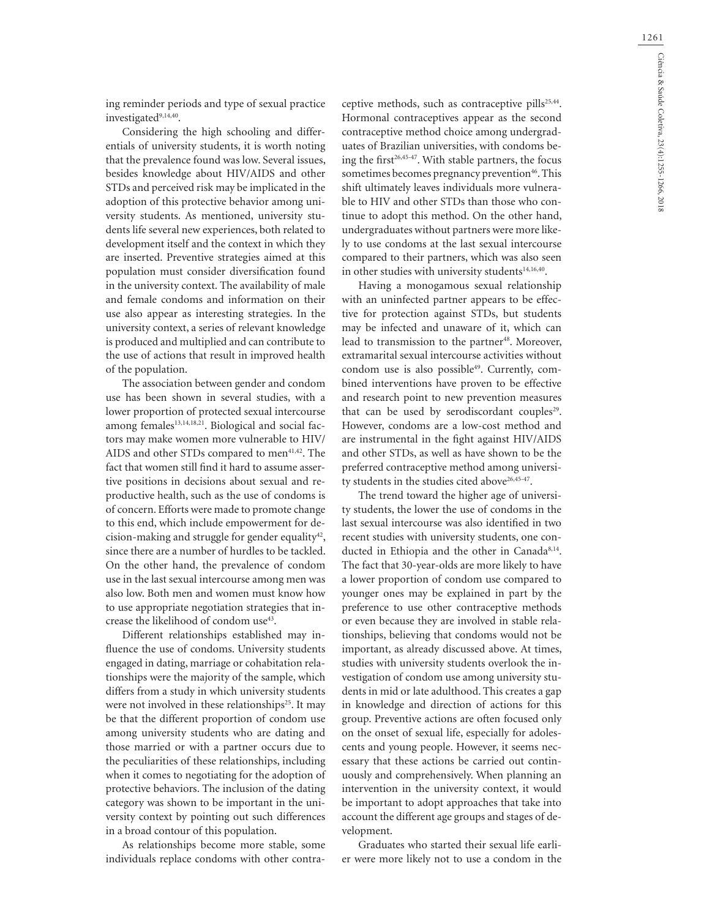ing reminder periods and type of sexual practice investigated[9,14,40].

Considering the high schooling and differentials of university students, it is worth noting that the prevalence found was low. Several issues, besides knowledge about HIV/AIDS and other STDs and perceived risk may be implicated in the adoption of this protective behavior among university students. As mentioned, university students life several new experiences, both related to development itself and the context in which they are inserted. Preventive strategies aimed at this population must consider diversification found in the university context. The availability of male and female condoms and information on their use also appear as interesting strategies. In the university context, a series of relevant knowledge is produced and multiplied and can contribute to the use of actions that result in improved health of the population.

The association between gender and condom use has been shown in several studies, with a lower proportion of protected sexual intercourse among females[13,14,18,21]. Biological and social factors may make women more vulnerable to HIV/AIDS and other STDs compared to men[41,42]. The fact that women still find it hard to assume assertive positions in decisions about sexual and reproductive health, such as the use of condoms is of concern. Efforts were made to promote change to this end, which include empowerment for decision-making and struggle for gender equality[42], since there are a number of hurdles to be tackled. On the other hand, the prevalence of condom use in the last sexual intercourse among men was also low. Both men and women must know how to use appropriate negotiation strategies that increase the likelihood of condom use[43].

Different relationships established may influence the use of condoms. University students engaged in dating, marriage or cohabitation relationships were the majority of the sample, which differs from a study in which university students were not involved in these relationships[25]. It may be that the different proportion of condom use among university students who are dating and those married or with a partner occurs due to the peculiarities of these relationships, including when it comes to negotiating for the adoption of protective behaviors. The inclusion of the dating category was shown to be important in the university context by pointing out such differences in a broad contour of this population.

As relationships become more stable, some individuals replace condoms with other contraceptive methods, such as contraceptive pills[25,44]. Hormonal contraceptives appear as the second contraceptive method choice among undergraduates of Brazilian universities, with condoms being the first[26,45-47]. With stable partners, the focus sometimes becomes pregnancy prevention[46]. This shift ultimately leaves individuals more vulnerable to HIV and other STDs than those who continue to adopt this method. On the other hand, undergraduates without partners were more likely to use condoms at the last sexual intercourse compared to their partners, which was also seen in other studies with university students[14,16,40].

Having a monogamous sexual relationship with an uninfected partner appears to be effective for protection against STDs, but students may be infected and unaware of it, which can lead to transmission to the partner[48]. Moreover, extramarital sexual intercourse activities without condom use is also possible[49]. Currently, combined interventions have proven to be effective and research point to new prevention measures that can be used by serodiscordant couples[29]. However, condoms are a low-cost method and are instrumental in the fight against HIV/AIDS and other STDs, as well as have shown to be the preferred contraceptive method among university students in the studies cited above[26,45-47].

The trend toward the higher age of university students, the lower the use of condoms in the last sexual intercourse was also identified in two recent studies with university students, one conducted in Ethiopia and the other in Canada[8,14]. The fact that 30-year-olds are more likely to have a lower proportion of condom use compared to younger ones may be explained in part by the preference to use other contraceptive methods or even because they are involved in stable relationships, believing that condoms would not be important, as already discussed above. At times, studies with university students overlook the investigation of condom use among university students in mid or late adulthood. This creates a gap in knowledge and direction of actions for this group. Preventive actions are often focused only on the onset of sexual life, especially for adolescents and young people. However, it seems necessary that these actions be carried out continuously and comprehensively. When planning an intervention in the university context, it would be important to adopt approaches that take into account the different age groups and stages of development.

Graduates who started their sexual life earlier were more likely not to use a condom in the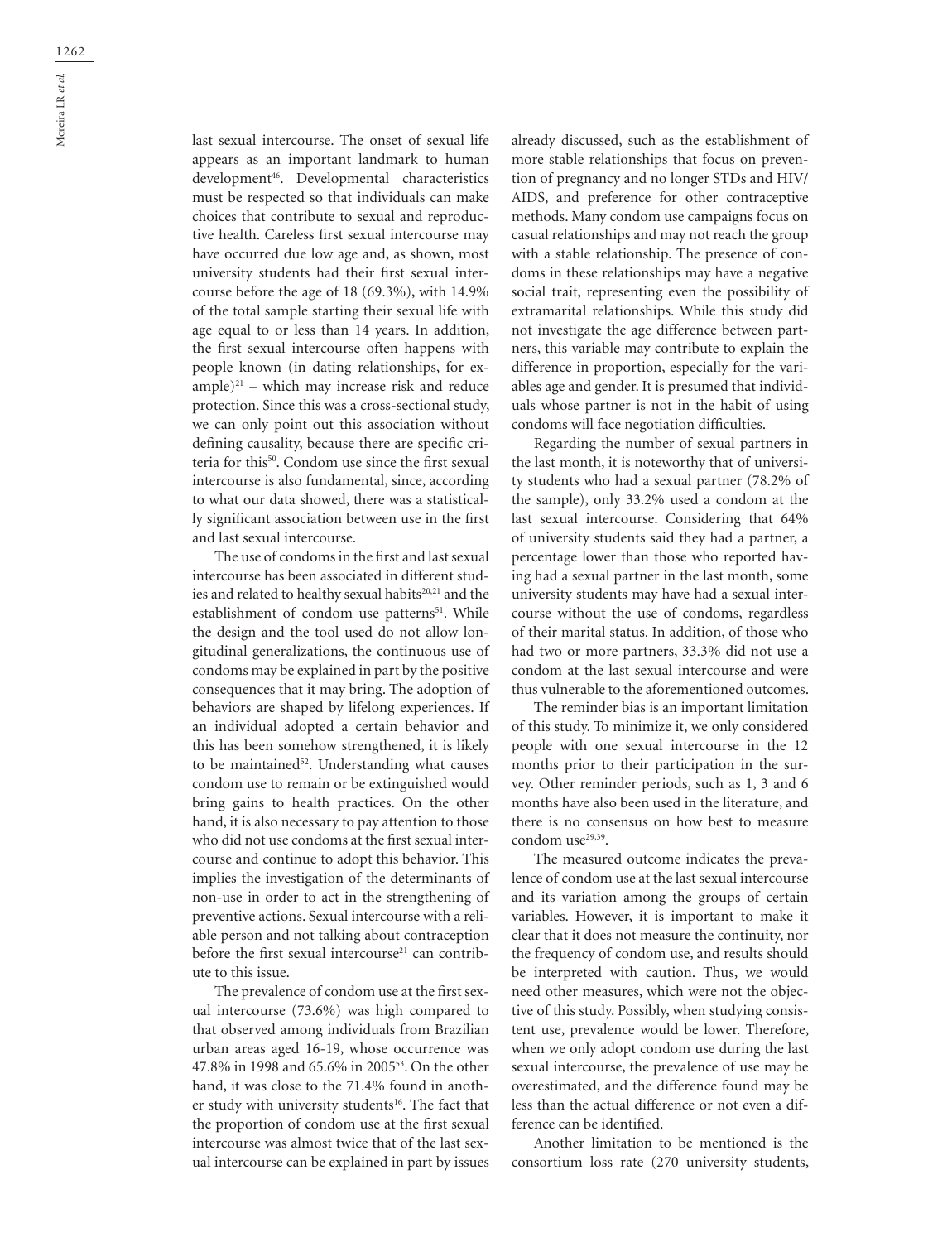last sexual intercourse. The onset of sexual life appears as an important landmark to human development[46]. Developmental characteristics must be respected so that individuals can make choices that contribute to sexual and reproductive health. Careless first sexual intercourse may have occurred due low age and, as shown, most university students had their first sexual intercourse before the age of 18 (69.3%), with 14.9% of the total sample starting their sexual life with age equal to or less than 14 years. In addition, the first sexual intercourse often happens with people known (in dating relationships, for example)[21] – which may increase risk and reduce protection. Since this was a cross-sectional study, we can only point out this association without defining causality, because there are specific criteria for this[50]. Condom use since the first sexual intercourse is also fundamental, since, according to what our data showed, there was a statistically significant association between use in the first and last sexual intercourse.

The use of condoms in the first and last sexual intercourse has been associated in different studies and related to healthy sexual habits[20,21] and the establishment of condom use patterns[51]. While the design and the tool used do not allow longitudinal generalizations, the continuous use of condoms may be explained in part by the positive consequences that it may bring. The adoption of behaviors are shaped by lifelong experiences. If an individual adopted a certain behavior and this has been somehow strengthened, it is likely to be maintained[52]. Understanding what causes condom use to remain or be extinguished would bring gains to health practices. On the other hand, it is also necessary to pay attention to those who did not use condoms at the first sexual intercourse and continue to adopt this behavior. This implies the investigation of the determinants of non-use in order to act in the strengthening of preventive actions. Sexual intercourse with a reliable person and not talking about contraception before the first sexual intercourse[21] can contribute to this issue.

The prevalence of condom use at the first sexual intercourse (73.6%) was high compared to that observed among individuals from Brazilian urban areas aged 16-19, whose occurrence was 47.8% in 1998 and 65.6% in 2005[53]. On the other hand, it was close to the 71.4% found in another study with university students[16]. The fact that the proportion of condom use at the first sexual intercourse was almost twice that of the last sexual intercourse can be explained in part by issues already discussed, such as the establishment of more stable relationships that focus on prevention of pregnancy and no longer STDs and HIV/AIDS, and preference for other contraceptive methods. Many condom use campaigns focus on casual relationships and may not reach the group with a stable relationship. The presence of condoms in these relationships may have a negative social trait, representing even the possibility of extramarital relationships. While this study did not investigate the age difference between partners, this variable may contribute to explain the difference in proportion, especially for the variables age and gender. It is presumed that individuals whose partner is not in the habit of using condoms will face negotiation difficulties.

Regarding the number of sexual partners in the last month, it is noteworthy that of university students who had a sexual partner (78.2% of the sample), only 33.2% used a condom at the last sexual intercourse. Considering that 64% of university students said they had a partner, a percentage lower than those who reported having had a sexual partner in the last month, some university students may have had a sexual intercourse without the use of condoms, regardless of their marital status. In addition, of those who had two or more partners, 33.3% did not use a condom at the last sexual intercourse and were thus vulnerable to the aforementioned outcomes.

The reminder bias is an important limitation of this study. To minimize it, we only considered people with one sexual intercourse in the 12 months prior to their participation in the survey. Other reminder periods, such as 1, 3 and 6 months have also been used in the literature, and there is no consensus on how best to measure condom use[29,39].

The measured outcome indicates the prevalence of condom use at the last sexual intercourse and its variation among the groups of certain variables. However, it is important to make it clear that it does not measure the continuity, nor the frequency of condom use, and results should be interpreted with caution. Thus, we would need other measures, which were not the objective of this study. Possibly, when studying consistent use, prevalence would be lower. Therefore, when we only adopt condom use during the last sexual intercourse, the prevalence of use may be overestimated, and the difference found may be less than the actual difference or not even a difference can be identified.

Another limitation to be mentioned is the consortium loss rate (270 university students,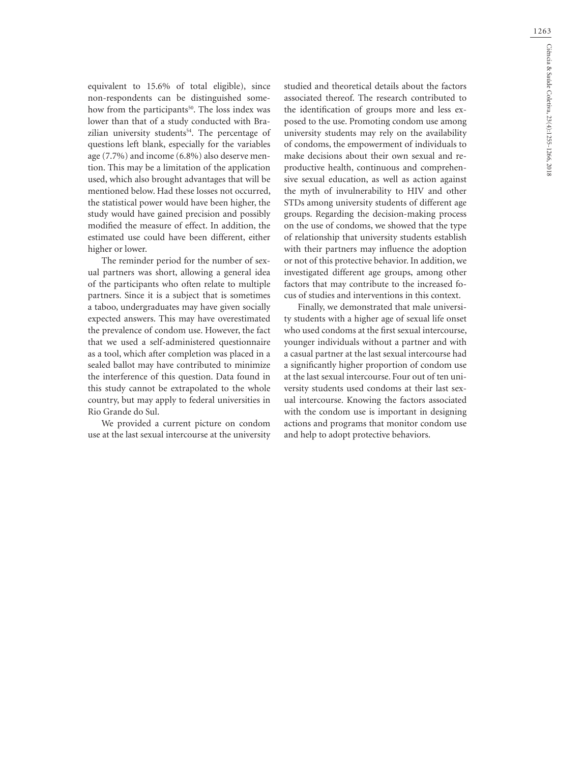equivalent to 15.6% of total eligible), since non-respondents can be distinguished somehow from the participants[50]. The loss index was lower than that of a study conducted with Brazilian university students[54]. The percentage of questions left blank, especially for the variables age (7.7%) and income (6.8%) also deserve mention. This may be a limitation of the application used, which also brought advantages that will be mentioned below. Had these losses not occurred, the statistical power would have been higher, the study would have gained precision and possibly modified the measure of effect. In addition, the estimated use could have been different, either higher or lower.

The reminder period for the number of sexual partners was short, allowing a general idea of the participants who often relate to multiple partners. Since it is a subject that is sometimes a taboo, undergraduates may have given socially expected answers. This may have overestimated the prevalence of condom use. However, the fact that we used a self-administered questionnaire as a tool, which after completion was placed in a sealed ballot may have contributed to minimize the interference of this question. Data found in this study cannot be extrapolated to the whole country, but may apply to federal universities in Rio Grande do Sul.

We provided a current picture on condom use at the last sexual intercourse at the university studied and theoretical details about the factors associated thereof. The research contributed to the identification of groups more and less exposed to the use. Promoting condom use among university students may rely on the availability of condoms, the empowerment of individuals to make decisions about their own sexual and reproductive health, continuous and comprehensive sexual education, as well as action against the myth of invulnerability to HIV and other STDs among university students of different age groups. Regarding the decision-making process on the use of condoms, we showed that the type of relationship that university students establish with their partners may influence the adoption or not of this protective behavior. In addition, we investigated different age groups, among other factors that may contribute to the increased focus of studies and interventions in this context.

Finally, we demonstrated that male university students with a higher age of sexual life onset who used condoms at the first sexual intercourse, younger individuals without a partner and with a casual partner at the last sexual intercourse had a significantly higher proportion of condom use at the last sexual intercourse. Four out of ten university students used condoms at their last sexual intercourse. Knowing the factors associated with the condom use is important in designing actions and programs that monitor condom use and help to adopt protective behaviors.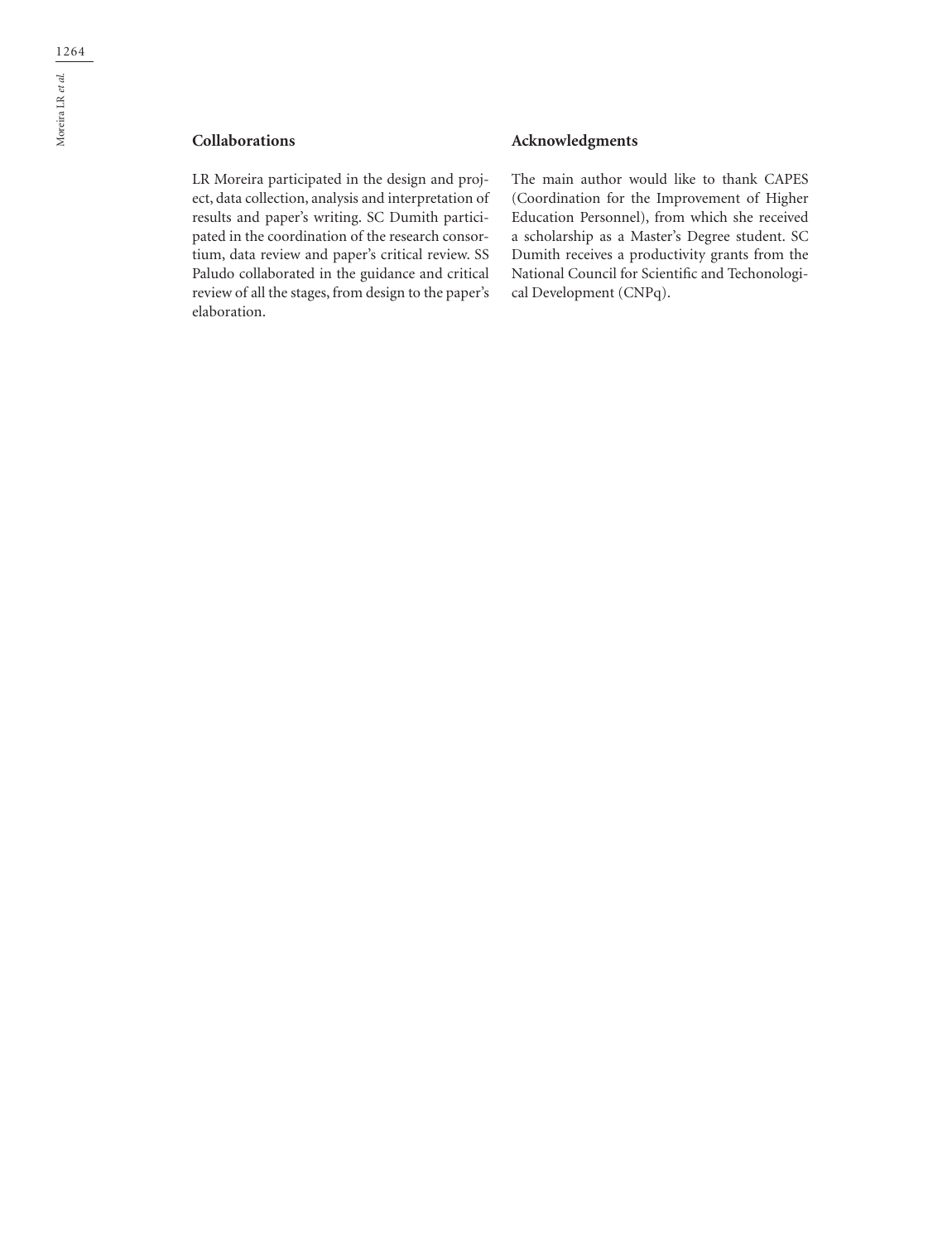## Collaborations

LR Moreira participated in the design and project, data collection, analysis and interpretation of results and paper's writing. SC Dumith participated in the coordination of the research consortium, data review and paper's critical review. SS Paludo collaborated in the guidance and critical review of all the stages, from design to the paper's elaboration.

## Acknowledgments

The main author would like to thank CAPES (Coordination for the Improvement of Higher Education Personnel), from which she received a scholarship as a Master's Degree student. SC Dumith receives a productivity grants from the National Council for Scientific and Techonological Development (CNPq).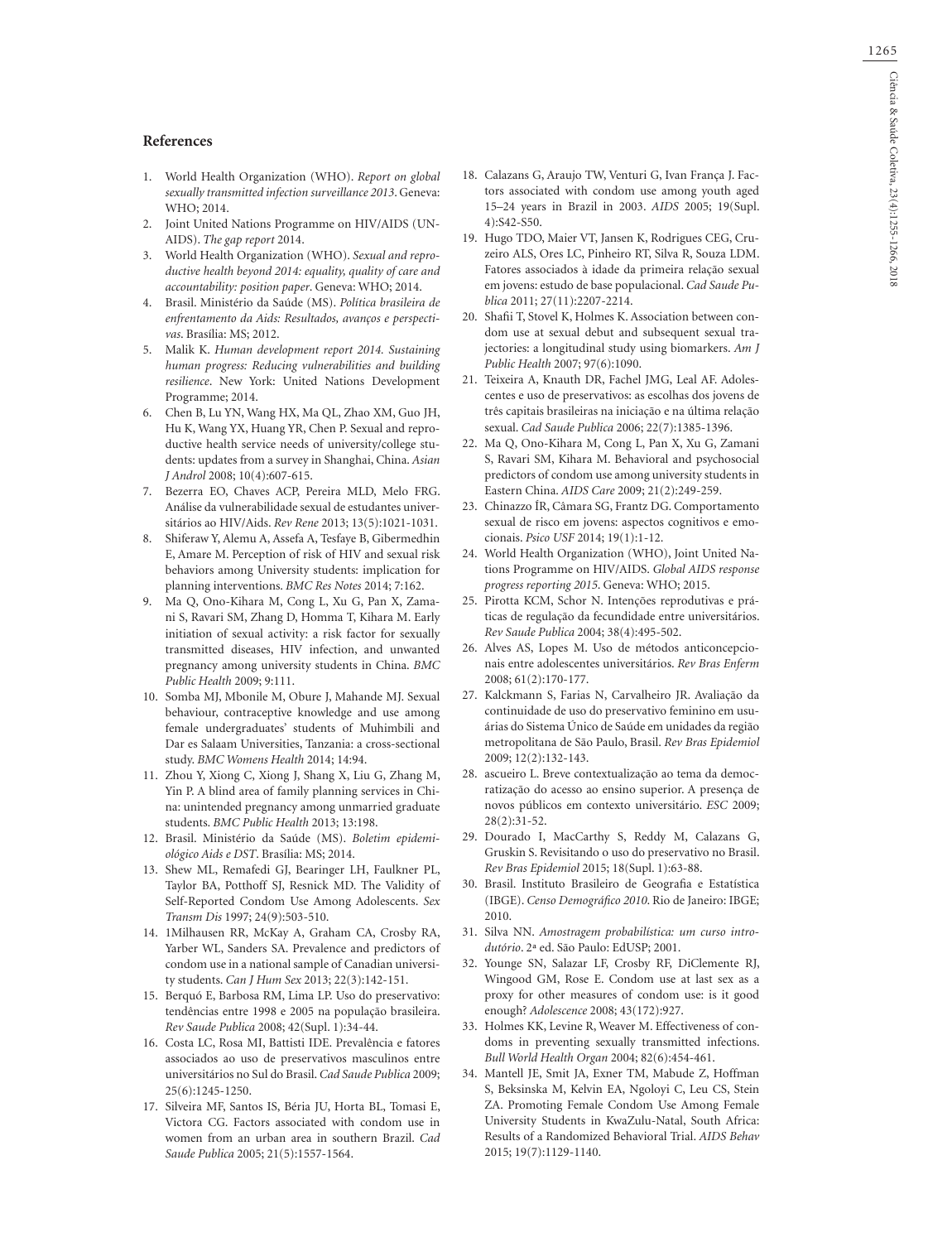## References

1. World Health Organization (WHO). *Report on global sexually transmitted infection surveillance 2013*. Geneva: WHO; 2014.
2. Joint United Nations Programme on HIV/AIDS (UNAIDS). *The gap report* 2014.
3. World Health Organization (WHO). *Sexual and reproductive health beyond 2014: equality, quality of care and accountability: position paper*. Geneva: WHO; 2014.
4. Brasil. Ministério da Saúde (MS). *Política brasileira de enfrentamento da Aids: Resultados, avanços e perspectivas*. Brasília: MS; 2012.
5. Malik K. *Human development report 2014. Sustaining human progress: Reducing vulnerabilities and building resilience*. New York: United Nations Development Programme; 2014.
6. Chen B, Lu YN, Wang HX, Ma QL, Zhao XM, Guo JH, Hu K, Wang YX, Huang YR, Chen P. Sexual and reproductive health service needs of university/college students: updates from a survey in Shanghai, China. *Asian J Androl* 2008; 10(4):607-615.
7. Bezerra EO, Chaves ACP, Pereira MLD, Melo FRG. Análise da vulnerabilidade sexual de estudantes universitários ao HIV/Aids. *Rev Rene* 2013; 13(5):1021-1031.
8. Shiferaw Y, Alemu A, Assefa A, Tesfaye B, Gibermedhin E, Amare M. Perception of risk of HIV and sexual risk behaviors among University students: implication for planning interventions. *BMC Res Notes* 2014; 7:162.
9. Ma Q, Ono-Kihara M, Cong L, Xu G, Pan X, Zamani S, Ravari SM, Zhang D, Homma T, Kihara M. Early initiation of sexual activity: a risk factor for sexually transmitted diseases, HIV infection, and unwanted pregnancy among university students in China. *BMC Public Health* 2009; 9:111.
10. Somba MJ, Mbonile M, Obure J, Mahande MJ. Sexual behaviour, contraceptive knowledge and use among female undergraduates' students of Muhimbili and Dar es Salaam Universities, Tanzania: a cross-sectional study. *BMC Womens Health* 2014; 14:94.
11. Zhou Y, Xiong C, Xiong J, Shang X, Liu G, Zhang M, Yin P. A blind area of family planning services in China: unintended pregnancy among unmarried graduate students. *BMC Public Health* 2013; 13:198.
12. Brasil. Ministério da Saúde (MS). *Boletim epidemiológico Aids e DST*. Brasília: MS; 2014.
13. Shew ML, Remafedi GJ, Bearinger LH, Faulkner PL, Taylor BA, Potthoff SJ, Resnick MD. The Validity of Self-Reported Condom Use Among Adolescents. *Sex Transm Dis* 1997; 24(9):503-510.
14. 1Milhausen RR, McKay A, Graham CA, Crosby RA, Yarber WL, Sanders SA. Prevalence and predictors of condom use in a national sample of Canadian university students. *Can J Hum Sex* 2013; 22(3):142-151.
15. Berquó E, Barbosa RM, Lima LP. Uso do preservativo: tendências entre 1998 e 2005 na população brasileira. *Rev Saude Publica* 2008; 42(Supl. 1):34-44.
16. Costa LC, Rosa MI, Battisti IDE. Prevalência e fatores associados ao uso de preservativos masculinos entre universitários no Sul do Brasil. *Cad Saude Publica* 2009; 25(6):1245-1250.
17. Silveira MF, Santos IS, Béria JU, Horta BL, Tomasi E, Victora CG. Factors associated with condom use in women from an urban area in southern Brazil. *Cad Saude Publica* 2005; 21(5):1557-1564.
18. Calazans G, Araujo TW, Venturi G, Ivan França J. Factors associated with condom use among youth aged 15–24 years in Brazil in 2003. *AIDS* 2005; 19(Supl. 4):S42-S50.
19. Hugo TDO, Maier VT, Jansen K, Rodrigues CEG, Cruzeiro ALS, Ores LC, Pinheiro RT, Silva R, Souza LDM. Fatores associados à idade da primeira relação sexual em jovens: estudo de base populacional. *Cad Saude Publica* 2011; 27(11):2207-2214.
20. Shafii T, Stovel K, Holmes K. Association between condom use at sexual debut and subsequent sexual trajectories: a longitudinal study using biomarkers. *Am J Public Health* 2007; 97(6):1090.
21. Teixeira A, Knauth DR, Fachel JMG, Leal AF. Adolescentes e uso de preservativos: as escolhas dos jovens de três capitais brasileiras na iniciação e na última relação sexual. *Cad Saude Publica* 2006; 22(7):1385-1396.
22. Ma Q, Ono-Kihara M, Cong L, Pan X, Xu G, Zamani S, Ravari SM, Kihara M. Behavioral and psychosocial predictors of condom use among university students in Eastern China. *AIDS Care* 2009; 21(2):249-259.
23. Chinazzo ÎR, Câmara SG, Frantz DG. Comportamento sexual de risco em jovens: aspectos cognitivos e emocionais. *Psico USF* 2014; 19(1):1-12.
24. World Health Organization (WHO), Joint United Nations Programme on HIV/AIDS. *Global AIDS response progress reporting 2015*. Geneva: WHO; 2015.
25. Pirotta KCM, Schor N. Intenções reprodutivas e práticas de regulação da fecundidade entre universitários. *Rev Saude Publica* 2004; 38(4):495-502.
26. Alves AS, Lopes M. Uso de métodos anticoncepcionais entre adolescentes universitários. *Rev Bras Enferm* 2008; 61(2):170-177.
27. Kalckmann S, Farias N, Carvalheiro JR. Avaliação da continuidade de uso do preservativo feminino em usuárias do Sistema Único de Saúde em unidades da região metropolitana de São Paulo, Brasil. *Rev Bras Epidemiol* 2009; 12(2):132-143.
28. ascueiro L. Breve contextualização ao tema da democratização do acesso ao ensino superior. A presença de novos públicos em contexto universitário. *ESC* 2009; 28(2):31-52.
29. Dourado I, MacCarthy S, Reddy M, Calazans G, Gruskin S. Revisitando o uso do preservativo no Brasil. *Rev Bras Epidemiol* 2015; 18(Supl. 1):63-88.
30. Brasil. Instituto Brasileiro de Geografia e Estatística (IBGE). *Censo Demográfico 2010*. Rio de Janeiro: IBGE; 2010.
31. Silva NN. *Amostragem probabilística: um curso introdutório*. 2ª ed. São Paulo: EdUSP; 2001.
32. Younge SN, Salazar LF, Crosby RF, DiClemente RJ, Wingood GM, Rose E. Condom use at last sex as a proxy for other measures of condom use: is it good enough? *Adolescence* 2008; 43(172):927.
33. Holmes KK, Levine R, Weaver M. Effectiveness of condoms in preventing sexually transmitted infections. *Bull World Health Organ* 2004; 82(6):454-461.
34. Mantell JE, Smit JA, Exner TM, Mabude Z, Hoffman S, Beksinska M, Kelvin EA, Ngoloyi C, Leu CS, Stein ZA. Promoting Female Condom Use Among Female University Students in KwaZulu-Natal, South Africa: Results of a Randomized Behavioral Trial. *AIDS Behav* 2015; 19(7):1129-1140.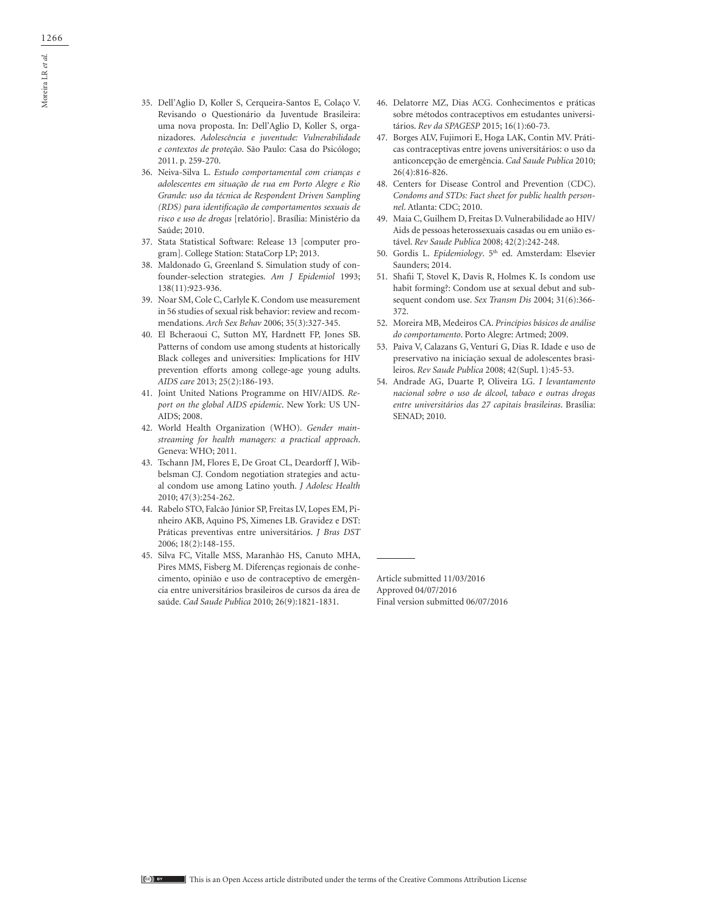35. Dell'Aglio D, Koller S, Cerqueira-Santos E, Colaço V. Revisando o Questionário da Juventude Brasileira: uma nova proposta. In: Dell'Aglio D, Koller S, organizadores. *Adolescência e juventude: Vulnerabilidade e contextos de proteção*. São Paulo: Casa do Psicólogo; 2011. p. 259-270.
36. Neiva-Silva L. *Estudo comportamental com crianças e adolescentes em situação de rua em Porto Alegre e Rio Grande: uso da técnica de Respondent Driven Sampling (RDS) para identificação de comportamentos sexuais de risco e uso de drogas* [relatório]. Brasília: Ministério da Saúde; 2010.
37. Stata Statistical Software: Release 13 [computer program]. College Station: StataCorp LP; 2013.
38. Maldonado G, Greenland S. Simulation study of confounder-selection strategies. *Am J Epidemiol* 1993; 138(11):923-936.
39. Noar SM, Cole C, Carlyle K. Condom use measurement in 56 studies of sexual risk behavior: review and recommendations. *Arch Sex Behav* 2006; 35(3):327-345.
40. El Bcheraoui C, Sutton MY, Hardnett FP, Jones SB. Patterns of condom use among students at historically Black colleges and universities: Implications for HIV prevention efforts among college-age young adults. *AIDS care* 2013; 25(2):186-193.
41. Joint United Nations Programme on HIV/AIDS. *Report on the global AIDS epidemic*. New York: US UNAIDS; 2008.
42. World Health Organization (WHO). *Gender mainstreaming for health managers: a practical approach*. Geneva: WHO; 2011.
43. Tschann JM, Flores E, De Groat CL, Deardorff J, Wibbelsman CJ. Condom negotiation strategies and actual condom use among Latino youth. *J Adolesc Health* 2010; 47(3):254-262.
44. Rabelo STO, Falcão Júnior SP, Freitas LV, Lopes EM, Pinheiro AKB, Aquino PS, Ximenes LB. Gravidez e DST: Práticas preventivas entre universitários. *J Bras DST* 2006; 18(2):148-155.
45. Silva FC, Vitalle MSS, Maranhão HS, Canuto MHA, Pires MMS, Fisberg M. Diferenças regionais de conhecimento, opinião e uso de contraceptivo de emergência entre universitários brasileiros de cursos da área de saúde. *Cad Saude Publica* 2010; 26(9):1821-1831.
46. Delatorre MZ, Dias ACG. Conhecimentos e práticas sobre métodos contraceptivos em estudantes universitários. *Rev da SPAGESP* 2015; 16(1):60-73.
47. Borges ALV, Fujimori E, Hoga LAK, Contin MV. Práticas contraceptivas entre jovens universitários: o uso da anticoncepção de emergência. *Cad Saude Publica* 2010; 26(4):816-826.
48. Centers for Disease Control and Prevention (CDC). *Condoms and STDs: Fact sheet for public health personnel*. Atlanta: CDC; 2010.
49. Maia C, Guilhem D, Freitas D. Vulnerabilidade ao HIV/Aids de pessoas heterossexuais casadas ou em união estável. *Rev Saude Publica* 2008; 42(2):242-248.
50. Gordis L. *Epidemiology*. 5th ed. Amsterdam: Elsevier Saunders; 2014.
51. Shafii T, Stovel K, Davis R, Holmes K. Is condom use habit forming?: Condom use at sexual debut and subsequent condom use. *Sex Transm Dis* 2004; 31(6):366-372.
52. Moreira MB, Medeiros CA. *Princípios básicos de análise do comportamento*. Porto Alegre: Artmed; 2009.
53. Paiva V, Calazans G, Venturi G, Dias R. Idade e uso de preservativo na iniciação sexual de adolescentes brasileiros. *Rev Saude Publica* 2008; 42(Supl. 1):45-53.
54. Andrade AG, Duarte P, Oliveira LG. *I levantamento nacional sobre o uso de álcool, tabaco e outras drogas entre universitários das 27 capitais brasileiras*. Brasília: SENAD; 2010.

---

Article submitted 11/03/2016
Approved 04/07/2016
Final version submitted 06/07/2016

This is an Open Access article distributed under the terms of the Creative Commons Attribution License